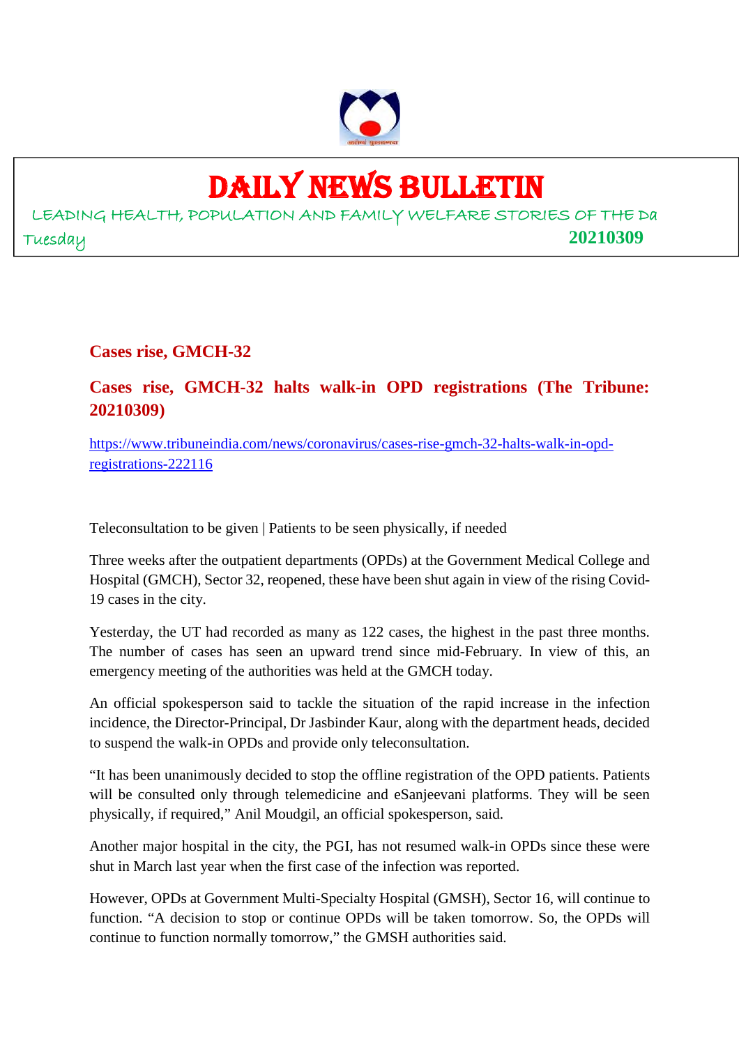# DAILY NEWS BULLETIN

LEADING HEALTH, POPULATION AND FAMILY WELFARE STORIES OF THE Da

Tuesday **20210309**

## Cases rise, GMCH-32

## Cases rise, GMCH-32 halts walk-in OPD registrations (The Tribune: 20210309)

https://www.tribuneindia.com/news/coronavirus/cases-rise-gmch-32-halts-walk-in-opd-registrations-222116

Teleconsultation to be given | Patients to be seen physically, if needed

Three weeks after the outpatient departments (OPDs) at the Government Medical College and Hospital (GMCH), Sector 32, reopened, these have been shut again in view of the rising Covid-19 cases in the city.

Yesterday, the UT had recorded as many as 122 cases, the highest in the past three months. The number of cases has seen an upward trend since mid-February. In view of this, an emergency meeting of the authorities was held at the GMCH today.

An official spokesperson said to tackle the situation of the rapid increase in the infection incidence, the Director-Principal, Dr Jasbinder Kaur, along with the department heads, decided to suspend the walk-in OPDs and provide only teleconsultation.

"It has been unanimously decided to stop the offline registration of the OPD patients. Patients will be consulted only through telemedicine and eSanjeevani platforms. They will be seen physically, if required," Anil Moudgil, an official spokesperson, said.

Another major hospital in the city, the PGI, has not resumed walk-in OPDs since these were shut in March last year when the first case of the infection was reported.

However, OPDs at Government Multi-Specialty Hospital (GMSH), Sector 16, will continue to function. "A decision to stop or continue OPDs will be taken tomorrow. So, the OPDs will continue to function normally tomorrow," the GMSH authorities said.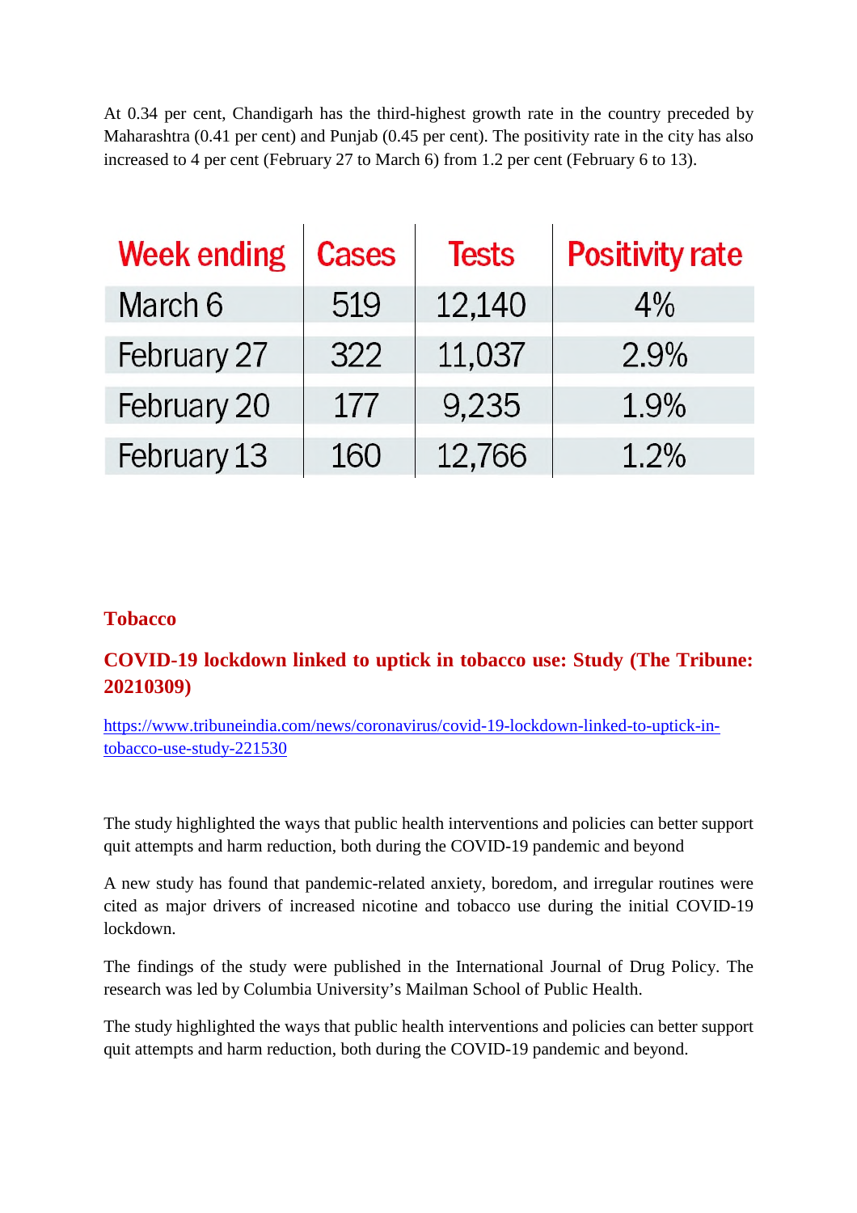At 0.34 per cent, Chandigarh has the third-highest growth rate in the country preceded by Maharashtra (0.41 per cent) and Punjab (0.45 per cent). The positivity rate in the city has also increased to 4 per cent (February 27 to March 6) from 1.2 per cent (February 6 to 13).

| Week ending | Cases | Tests | Positivity rate |
|---|---|---|---|
| March 6 | 519 | 12,140 | 4% |
| February 27 | 322 | 11,037 | 2.9% |
| February 20 | 177 | 9,235 | 1.9% |
| February 13 | 160 | 12,766 | 1.2% |

## Tobacco

### COVID-19 lockdown linked to uptick in tobacco use: Study (The Tribune: 20210309)

https://www.tribuneindia.com/news/coronavirus/covid-19-lockdown-linked-to-uptick-in-tobacco-use-study-221530

The study highlighted the ways that public health interventions and policies can better support quit attempts and harm reduction, both during the COVID-19 pandemic and beyond

A new study has found that pandemic-related anxiety, boredom, and irregular routines were cited as major drivers of increased nicotine and tobacco use during the initial COVID-19 lockdown.

The findings of the study were published in the International Journal of Drug Policy. The research was led by Columbia University's Mailman School of Public Health.

The study highlighted the ways that public health interventions and policies can better support quit attempts and harm reduction, both during the COVID-19 pandemic and beyond.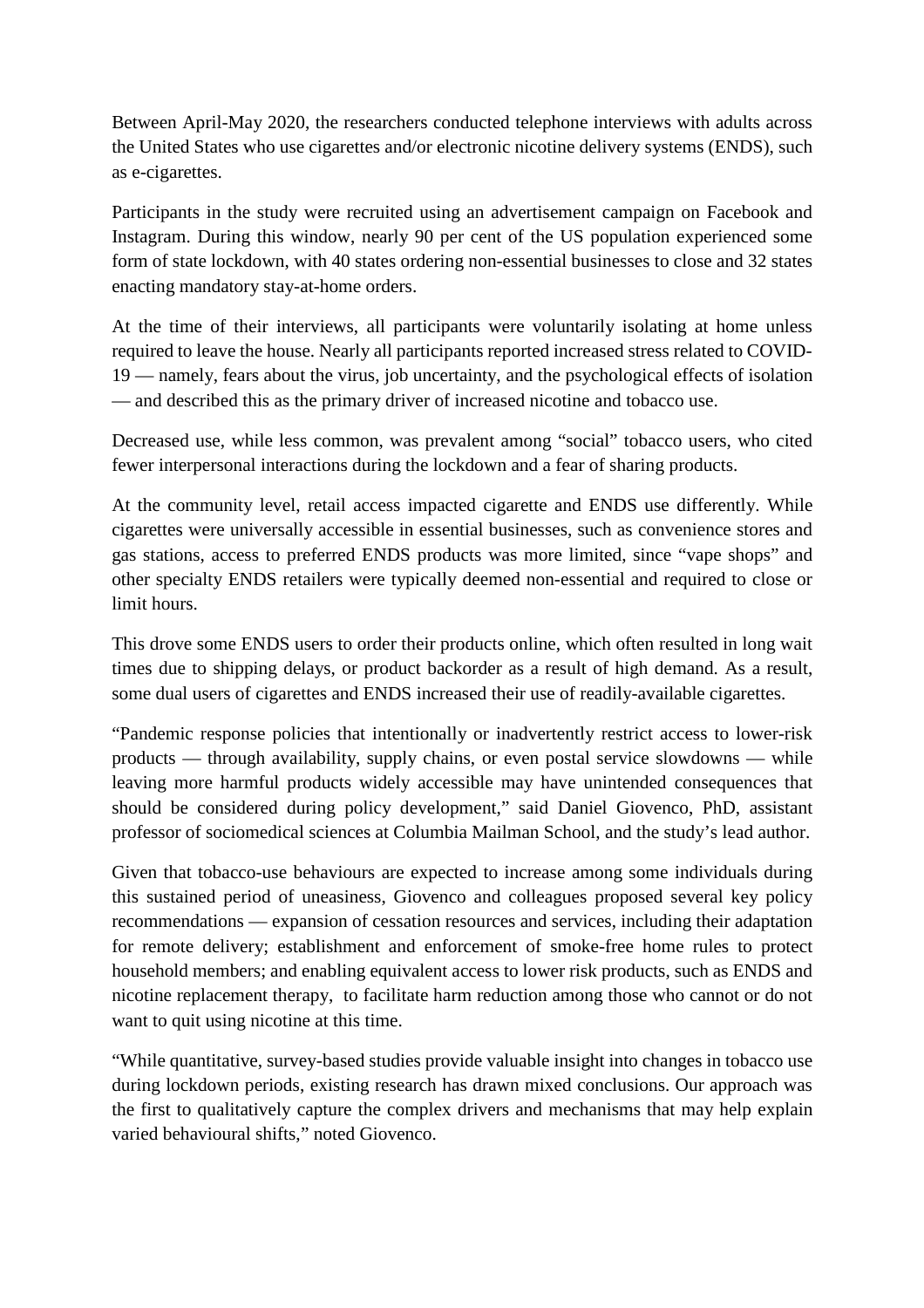Between April-May 2020, the researchers conducted telephone interviews with adults across the United States who use cigarettes and/or electronic nicotine delivery systems (ENDS), such as e-cigarettes.

Participants in the study were recruited using an advertisement campaign on Facebook and Instagram. During this window, nearly 90 per cent of the US population experienced some form of state lockdown, with 40 states ordering non-essential businesses to close and 32 states enacting mandatory stay-at-home orders.

At the time of their interviews, all participants were voluntarily isolating at home unless required to leave the house. Nearly all participants reported increased stress related to COVID-19 — namely, fears about the virus, job uncertainty, and the psychological effects of isolation — and described this as the primary driver of increased nicotine and tobacco use.

Decreased use, while less common, was prevalent among "social" tobacco users, who cited fewer interpersonal interactions during the lockdown and a fear of sharing products.

At the community level, retail access impacted cigarette and ENDS use differently. While cigarettes were universally accessible in essential businesses, such as convenience stores and gas stations, access to preferred ENDS products was more limited, since "vape shops" and other specialty ENDS retailers were typically deemed non-essential and required to close or limit hours.

This drove some ENDS users to order their products online, which often resulted in long wait times due to shipping delays, or product backorder as a result of high demand. As a result, some dual users of cigarettes and ENDS increased their use of readily-available cigarettes.

"Pandemic response policies that intentionally or inadvertently restrict access to lower-risk products — through availability, supply chains, or even postal service slowdowns — while leaving more harmful products widely accessible may have unintended consequences that should be considered during policy development," said Daniel Giovenco, PhD, assistant professor of sociomedical sciences at Columbia Mailman School, and the study's lead author.

Given that tobacco-use behaviours are expected to increase among some individuals during this sustained period of uneasiness, Giovenco and colleagues proposed several key policy recommendations — expansion of cessation resources and services, including their adaptation for remote delivery; establishment and enforcement of smoke-free home rules to protect household members; and enabling equivalent access to lower risk products, such as ENDS and nicotine replacement therapy, to facilitate harm reduction among those who cannot or do not want to quit using nicotine at this time.

"While quantitative, survey-based studies provide valuable insight into changes in tobacco use during lockdown periods, existing research has drawn mixed conclusions. Our approach was the first to qualitatively capture the complex drivers and mechanisms that may help explain varied behavioural shifts," noted Giovenco.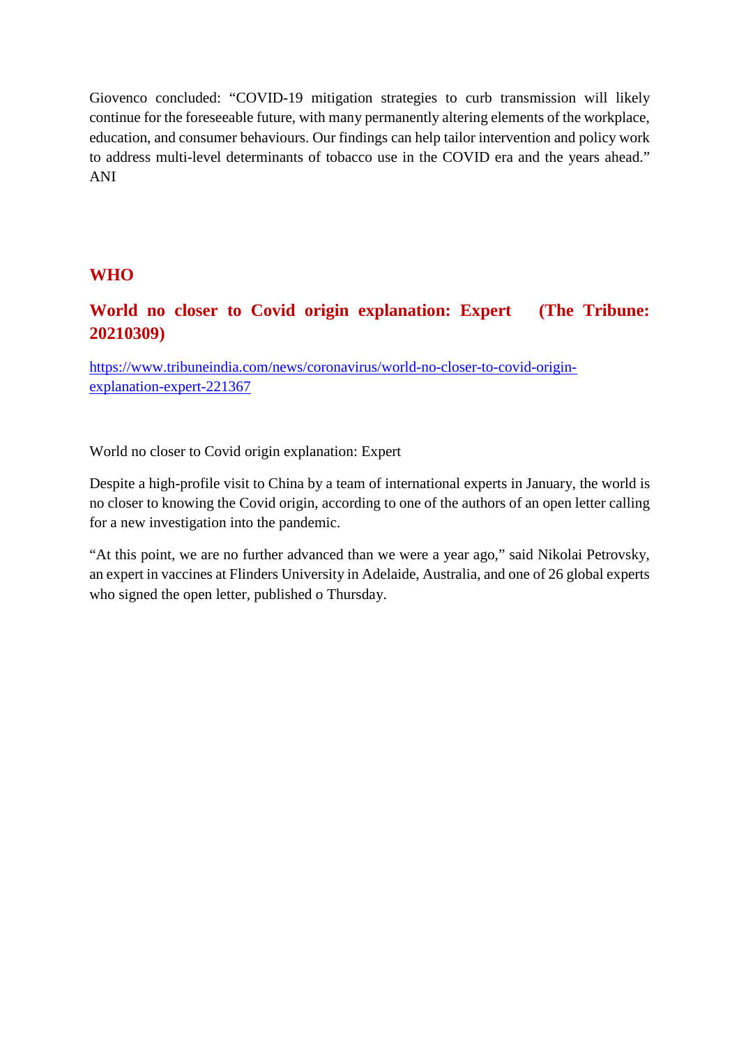Giovenco concluded: "COVID-19 mitigation strategies to curb transmission will likely continue for the foreseeable future, with many permanently altering elements of the workplace, education, and consumer behaviours. Our findings can help tailor intervention and policy work to address multi-level determinants of tobacco use in the COVID era and the years ahead." ANI

## WHO

### World no closer to Covid origin explanation: Expert (The Tribune: 20210309)

https://www.tribuneindia.com/news/coronavirus/world-no-closer-to-covid-origin-explanation-expert-221367

World no closer to Covid origin explanation: Expert

Despite a high-profile visit to China by a team of international experts in January, the world is no closer to knowing the Covid origin, according to one of the authors of an open letter calling for a new investigation into the pandemic.

"At this point, we are no further advanced than we were a year ago," said Nikolai Petrovsky, an expert in vaccines at Flinders University in Adelaide, Australia, and one of 26 global experts who signed the open letter, published o Thursday.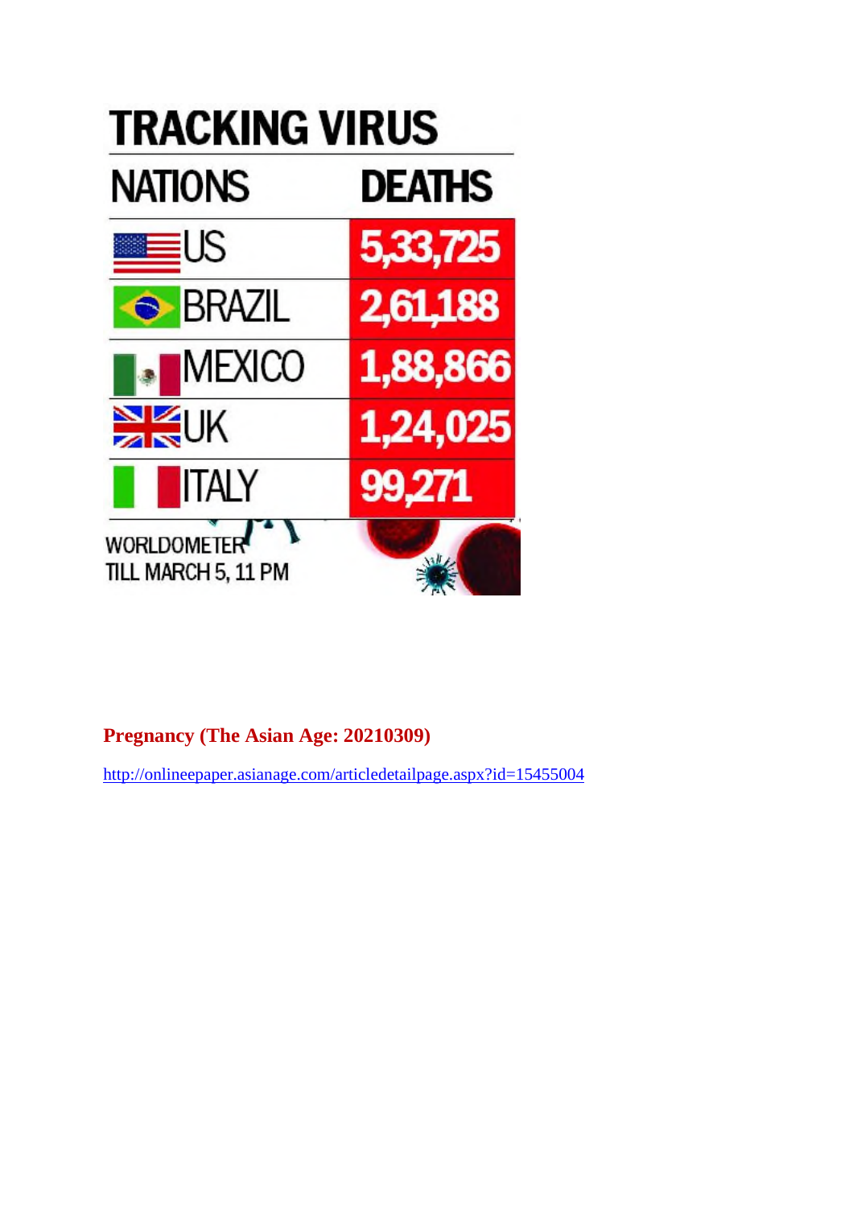## TRACKING VIRUS

| NATIONS | DEATHS |
|---|---|
| US | 5,33,725 |
| BRAZIL | 2,61,188 |
| MEXICO | 1,88,866 |
| UK | 1,24,025 |
| ITALY | 99,271 |

WORLDOMETER
TILL MARCH 5, 11 PM

**Pregnancy (The Asian Age: 20210309)**

http://onlineepaper.asianage.com/articledetailpage.aspx?id=15455004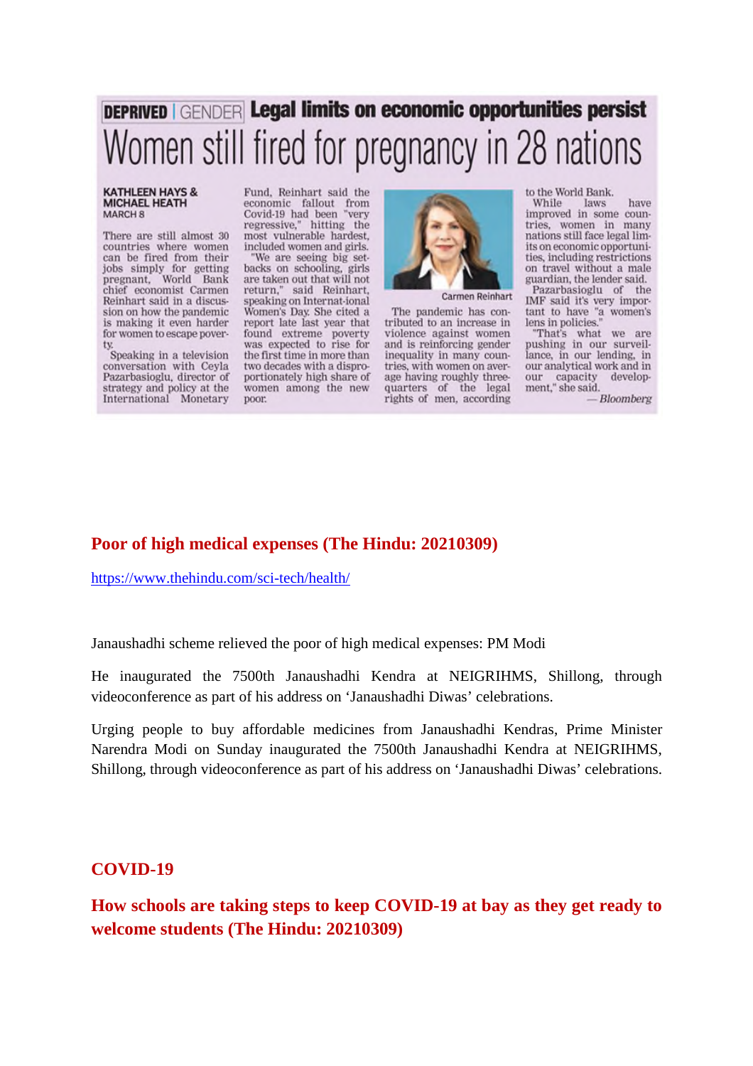**DEPRIVED | GENDER** **Legal limits on economic opportunities persist**

# Women still fired for pregnancy in 28 nations

**KATHLEEN HAYS & MICHAEL HEATH**
MARCH 8

There are still almost 30 countries where women can be fired from their jobs simply for getting pregnant, World Bank chief economist Carmen Reinhart said in a discussion on how the pandemic is making it even harder for women to escape poverty.

Speaking in a television conversation with Ceyla Pazarbasioglu, director of strategy and policy at the International Monetary Fund, Reinhart said the economic fallout from Covid-19 had been "very regressive," hitting the most vulnerable hardest, included women and girls.

"We are seeing big setbacks on schooling, girls are taken out that will not return," said Reinhart, speaking on Internat-ional Women's Day. She cited a report late last year that found extreme poverty was expected to rise for the first time in more than two decades with a disproportionately high share of women among the new poor.

Carmen Reinhart

The pandemic has contributed to an increase in violence against women and is reinforcing gender inequality in many countries, with women on average having roughly three-quarters of the legal rights of men, according to the World Bank.

While laws have improved in some countries, women in many nations still face legal limits on economic opportunities, including restrictions on travel without a male guardian, the lender said.

Pazarbasioglu of the IMF said it's very important to have "a women's lens in policies."

"That's what we are pushing in our surveillance, in our lending, in our analytical work and in our capacity development," she said.

*— Bloomberg*

## Poor of high medical expenses (The Hindu: 20210309)

https://www.thehindu.com/sci-tech/health/

Janaushadhi scheme relieved the poor of high medical expenses: PM Modi

He inaugurated the 7500th Janaushadhi Kendra at NEIGRIHMS, Shillong, through videoconference as part of his address on 'Janaushadhi Diwas' celebrations.

Urging people to buy affordable medicines from Janaushadhi Kendras, Prime Minister Narendra Modi on Sunday inaugurated the 7500th Janaushadhi Kendra at NEIGRIHMS, Shillong, through videoconference as part of his address on 'Janaushadhi Diwas' celebrations.

## COVID-19

## How schools are taking steps to keep COVID-19 at bay as they get ready to welcome students (The Hindu: 20210309)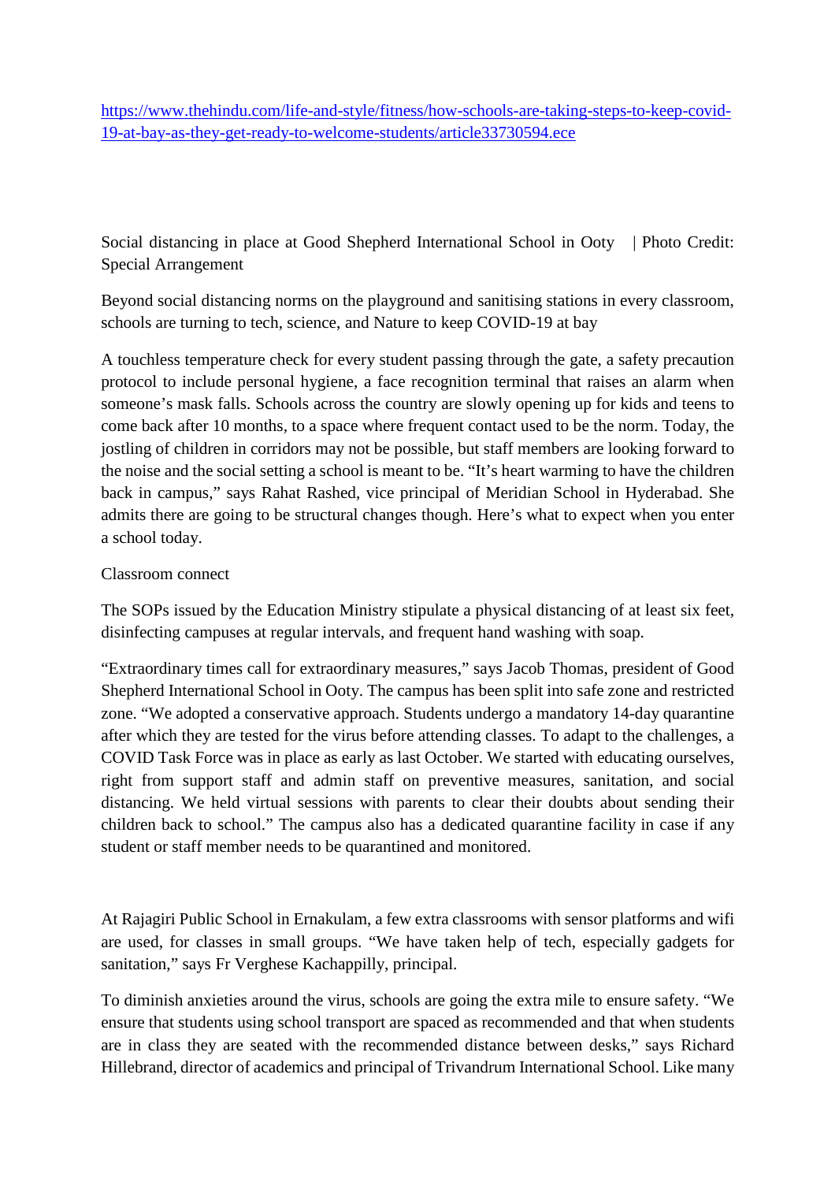[https://www.thehindu.com/life-and-style/fitness/how-schools-are-taking-steps-to-keep-covid-19-at-bay-as-they-get-ready-to-welcome-students/article33730594.ece](https://www.thehindu.com/life-and-style/fitness/how-schools-are-taking-steps-to-keep-covid-19-at-bay-as-they-get-ready-to-welcome-students/article33730594.ece)

Social distancing in place at Good Shepherd International School in Ooty | Photo Credit: Special Arrangement

Beyond social distancing norms on the playground and sanitising stations in every classroom, schools are turning to tech, science, and Nature to keep COVID-19 at bay

A touchless temperature check for every student passing through the gate, a safety precaution protocol to include personal hygiene, a face recognition terminal that raises an alarm when someone's mask falls. Schools across the country are slowly opening up for kids and teens to come back after 10 months, to a space where frequent contact used to be the norm. Today, the jostling of children in corridors may not be possible, but staff members are looking forward to the noise and the social setting a school is meant to be. "It's heart warming to have the children back in campus," says Rahat Rashed, vice principal of Meridian School in Hyderabad. She admits there are going to be structural changes though. Here's what to expect when you enter a school today.

## Classroom connect

The SOPs issued by the Education Ministry stipulate a physical distancing of at least six feet, disinfecting campuses at regular intervals, and frequent hand washing with soap.

"Extraordinary times call for extraordinary measures," says Jacob Thomas, president of Good Shepherd International School in Ooty. The campus has been split into safe zone and restricted zone. "We adopted a conservative approach. Students undergo a mandatory 14-day quarantine after which they are tested for the virus before attending classes. To adapt to the challenges, a COVID Task Force was in place as early as last October. We started with educating ourselves, right from support staff and admin staff on preventive measures, sanitation, and social distancing. We held virtual sessions with parents to clear their doubts about sending their children back to school." The campus also has a dedicated quarantine facility in case if any student or staff member needs to be quarantined and monitored.

At Rajagiri Public School in Ernakulam, a few extra classrooms with sensor platforms and wifi are used, for classes in small groups. "We have taken help of tech, especially gadgets for sanitation," says Fr Verghese Kachappilly, principal.

To diminish anxieties around the virus, schools are going the extra mile to ensure safety. "We ensure that students using school transport are spaced as recommended and that when students are in class they are seated with the recommended distance between desks," says Richard Hillebrand, director of academics and principal of Trivandrum International School. Like many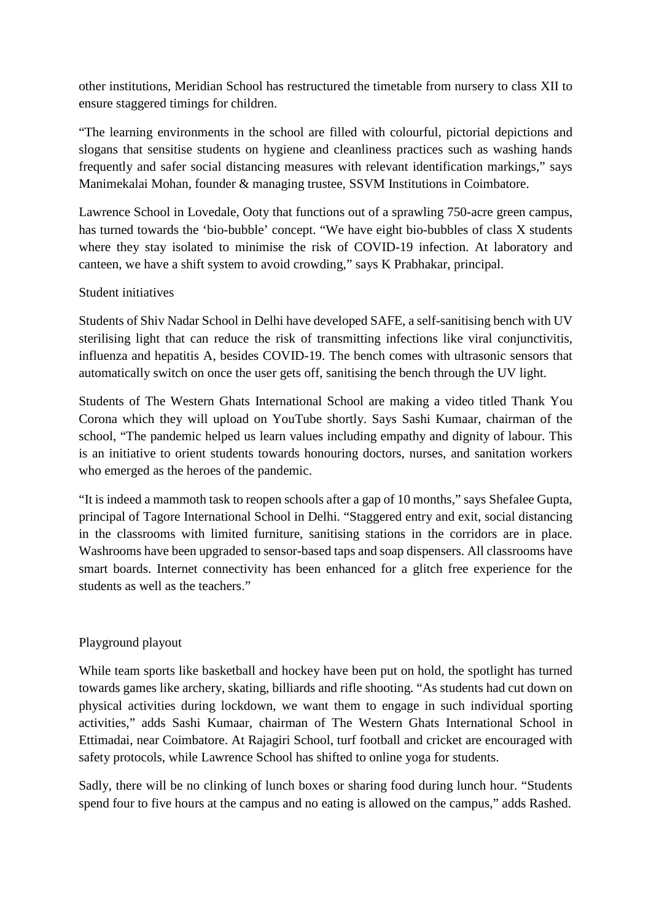other institutions, Meridian School has restructured the timetable from nursery to class XII to ensure staggered timings for children.

“The learning environments in the school are filled with colourful, pictorial depictions and slogans that sensitise students on hygiene and cleanliness practices such as washing hands frequently and safer social distancing measures with relevant identification markings,” says Manimekalai Mohan, founder & managing trustee, SSVM Institutions in Coimbatore.

Lawrence School in Lovedale, Ooty that functions out of a sprawling 750-acre green campus, has turned towards the ‘bio-bubble’ concept. “We have eight bio-bubbles of class X students where they stay isolated to minimise the risk of COVID-19 infection. At laboratory and canteen, we have a shift system to avoid crowding,” says K Prabhakar, principal.

## Student initiatives

Students of Shiv Nadar School in Delhi have developed SAFE, a self-sanitising bench with UV sterilising light that can reduce the risk of transmitting infections like viral conjunctivitis, influenza and hepatitis A, besides COVID-19. The bench comes with ultrasonic sensors that automatically switch on once the user gets off, sanitising the bench through the UV light.

Students of The Western Ghats International School are making a video titled Thank You Corona which they will upload on YouTube shortly. Says Sashi Kumaar, chairman of the school, “The pandemic helped us learn values including empathy and dignity of labour. This is an initiative to orient students towards honouring doctors, nurses, and sanitation workers who emerged as the heroes of the pandemic.

“It is indeed a mammoth task to reopen schools after a gap of 10 months,” says Shefalee Gupta, principal of Tagore International School in Delhi. “Staggered entry and exit, social distancing in the classrooms with limited furniture, sanitising stations in the corridors are in place. Washrooms have been upgraded to sensor-based taps and soap dispensers. All classrooms have smart boards. Internet connectivity has been enhanced for a glitch free experience for the students as well as the teachers.”

## Playground playout

While team sports like basketball and hockey have been put on hold, the spotlight has turned towards games like archery, skating, billiards and rifle shooting. “As students had cut down on physical activities during lockdown, we want them to engage in such individual sporting activities,” adds Sashi Kumaar, chairman of The Western Ghats International School in Ettimadai, near Coimbatore. At Rajagiri School, turf football and cricket are encouraged with safety protocols, while Lawrence School has shifted to online yoga for students.

Sadly, there will be no clinking of lunch boxes or sharing food during lunch hour. “Students spend four to five hours at the campus and no eating is allowed on the campus,” adds Rashed.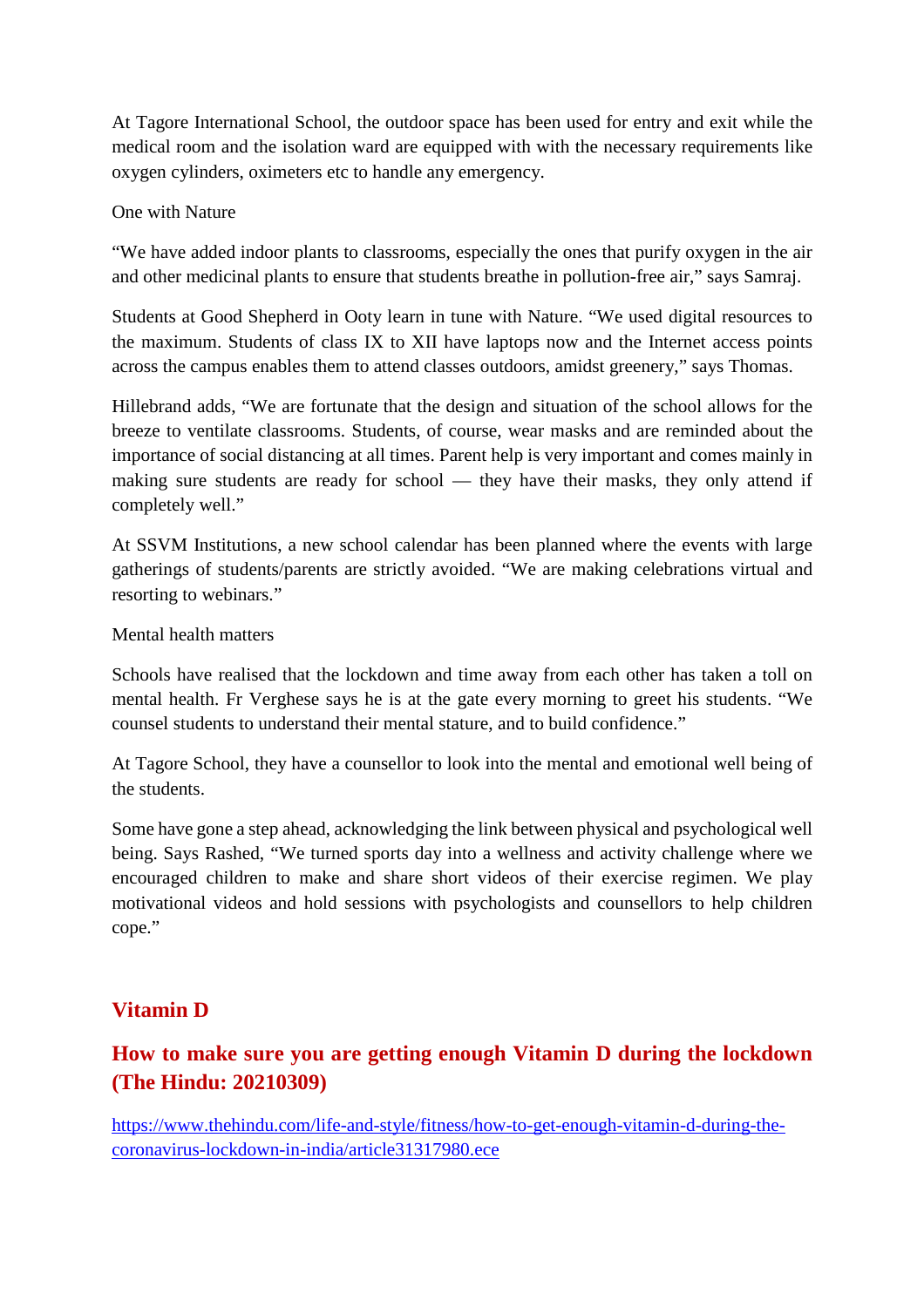At Tagore International School, the outdoor space has been used for entry and exit while the medical room and the isolation ward are equipped with with the necessary requirements like oxygen cylinders, oximeters etc to handle any emergency.

One with Nature

“We have added indoor plants to classrooms, especially the ones that purify oxygen in the air and other medicinal plants to ensure that students breathe in pollution-free air,” says Samraj.

Students at Good Shepherd in Ooty learn in tune with Nature. “We used digital resources to the maximum. Students of class IX to XII have laptops now and the Internet access points across the campus enables them to attend classes outdoors, amidst greenery,” says Thomas.

Hillebrand adds, “We are fortunate that the design and situation of the school allows for the breeze to ventilate classrooms. Students, of course, wear masks and are reminded about the importance of social distancing at all times. Parent help is very important and comes mainly in making sure students are ready for school — they have their masks, they only attend if completely well.”

At SSVM Institutions, a new school calendar has been planned where the events with large gatherings of students/parents are strictly avoided. “We are making celebrations virtual and resorting to webinars.”

Mental health matters

Schools have realised that the lockdown and time away from each other has taken a toll on mental health. Fr Verghese says he is at the gate every morning to greet his students. “We counsel students to understand their mental stature, and to build confidence.”

At Tagore School, they have a counsellor to look into the mental and emotional well being of the students.

Some have gone a step ahead, acknowledging the link between physical and psychological well being. Says Rashed, “We turned sports day into a wellness and activity challenge where we encouraged children to make and share short videos of their exercise regimen. We play motivational videos and hold sessions with psychologists and counsellors to help children cope.”

## Vitamin D

## How to make sure you are getting enough Vitamin D during the lockdown (The Hindu: 20210309)

https://www.thehindu.com/life-and-style/fitness/how-to-get-enough-vitamin-d-during-the-coronavirus-lockdown-in-india/article31317980.ece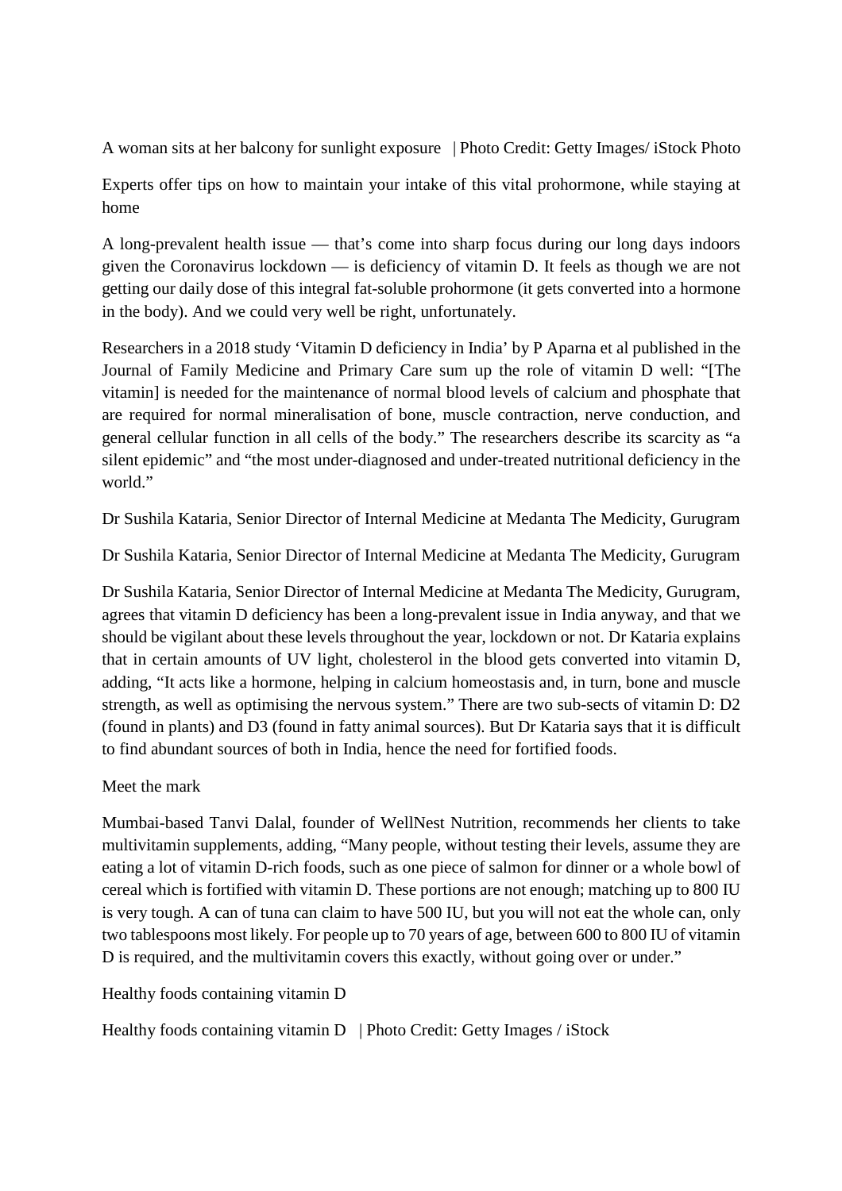A woman sits at her balcony for sunlight exposure | Photo Credit: Getty Images/ iStock Photo

Experts offer tips on how to maintain your intake of this vital prohormone, while staying at home

A long-prevalent health issue — that's come into sharp focus during our long days indoors given the Coronavirus lockdown — is deficiency of vitamin D. It feels as though we are not getting our daily dose of this integral fat-soluble prohormone (it gets converted into a hormone in the body). And we could very well be right, unfortunately.

Researchers in a 2018 study 'Vitamin D deficiency in India' by P Aparna et al published in the Journal of Family Medicine and Primary Care sum up the role of vitamin D well: "[The vitamin] is needed for the maintenance of normal blood levels of calcium and phosphate that are required for normal mineralisation of bone, muscle contraction, nerve conduction, and general cellular function in all cells of the body." The researchers describe its scarcity as "a silent epidemic" and "the most under-diagnosed and under-treated nutritional deficiency in the world."

Dr Sushila Kataria, Senior Director of Internal Medicine at Medanta The Medicity, Gurugram

Dr Sushila Kataria, Senior Director of Internal Medicine at Medanta The Medicity, Gurugram

Dr Sushila Kataria, Senior Director of Internal Medicine at Medanta The Medicity, Gurugram, agrees that vitamin D deficiency has been a long-prevalent issue in India anyway, and that we should be vigilant about these levels throughout the year, lockdown or not. Dr Kataria explains that in certain amounts of UV light, cholesterol in the blood gets converted into vitamin D, adding, "It acts like a hormone, helping in calcium homeostasis and, in turn, bone and muscle strength, as well as optimising the nervous system." There are two sub-sects of vitamin D: D2 (found in plants) and D3 (found in fatty animal sources). But Dr Kataria says that it is difficult to find abundant sources of both in India, hence the need for fortified foods.

## Meet the mark

Mumbai-based Tanvi Dalal, founder of WellNest Nutrition, recommends her clients to take multivitamin supplements, adding, "Many people, without testing their levels, assume they are eating a lot of vitamin D-rich foods, such as one piece of salmon for dinner or a whole bowl of cereal which is fortified with vitamin D. These portions are not enough; matching up to 800 IU is very tough. A can of tuna can claim to have 500 IU, but you will not eat the whole can, only two tablespoons most likely. For people up to 70 years of age, between 600 to 800 IU of vitamin D is required, and the multivitamin covers this exactly, without going over or under."

Healthy foods containing vitamin D

Healthy foods containing vitamin D | Photo Credit: Getty Images / iStock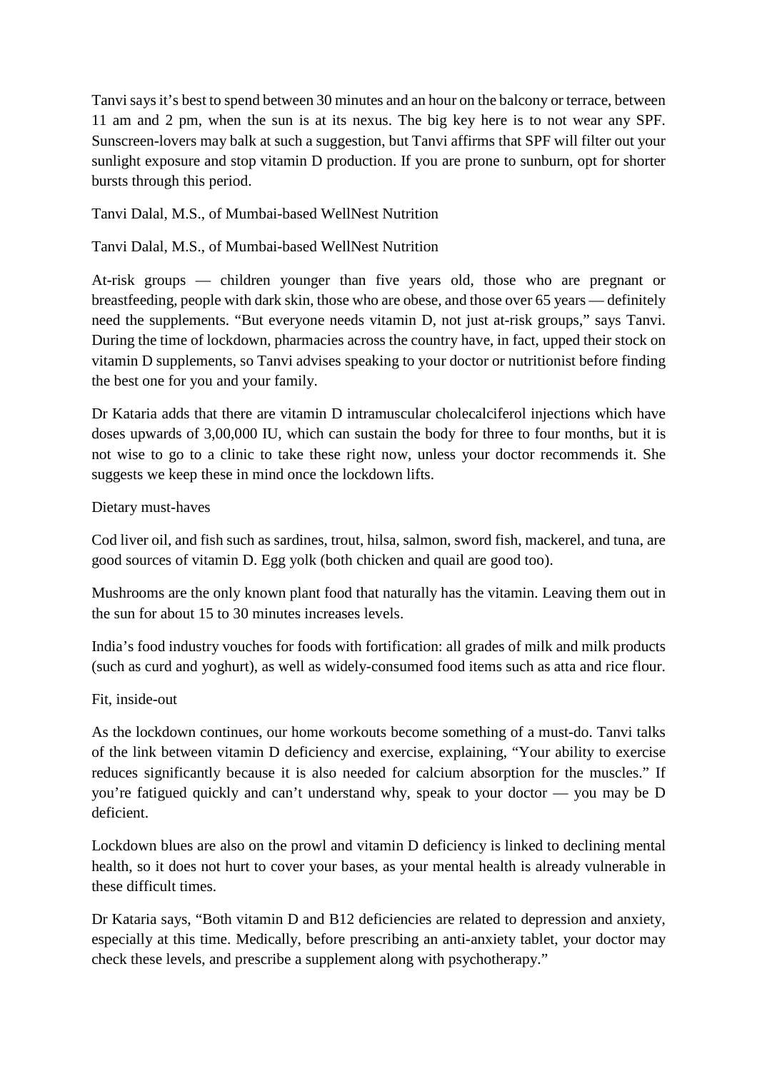Tanvi says it's best to spend between 30 minutes and an hour on the balcony or terrace, between 11 am and 2 pm, when the sun is at its nexus. The big key here is to not wear any SPF. Sunscreen-lovers may balk at such a suggestion, but Tanvi affirms that SPF will filter out your sunlight exposure and stop vitamin D production. If you are prone to sunburn, opt for shorter bursts through this period.

Tanvi Dalal, M.S., of Mumbai-based WellNest Nutrition

Tanvi Dalal, M.S., of Mumbai-based WellNest Nutrition

At-risk groups — children younger than five years old, those who are pregnant or breastfeeding, people with dark skin, those who are obese, and those over 65 years — definitely need the supplements. "But everyone needs vitamin D, not just at-risk groups," says Tanvi. During the time of lockdown, pharmacies across the country have, in fact, upped their stock on vitamin D supplements, so Tanvi advises speaking to your doctor or nutritionist before finding the best one for you and your family.

Dr Kataria adds that there are vitamin D intramuscular cholecalciferol injections which have doses upwards of 3,00,000 IU, which can sustain the body for three to four months, but it is not wise to go to a clinic to take these right now, unless your doctor recommends it. She suggests we keep these in mind once the lockdown lifts.

## Dietary must-haves

Cod liver oil, and fish such as sardines, trout, hilsa, salmon, sword fish, mackerel, and tuna, are good sources of vitamin D. Egg yolk (both chicken and quail are good too).

Mushrooms are the only known plant food that naturally has the vitamin. Leaving them out in the sun for about 15 to 30 minutes increases levels.

India's food industry vouches for foods with fortification: all grades of milk and milk products (such as curd and yoghurt), as well as widely-consumed food items such as atta and rice flour.

## Fit, inside-out

As the lockdown continues, our home workouts become something of a must-do. Tanvi talks of the link between vitamin D deficiency and exercise, explaining, "Your ability to exercise reduces significantly because it is also needed for calcium absorption for the muscles." If you're fatigued quickly and can't understand why, speak to your doctor — you may be D deficient.

Lockdown blues are also on the prowl and vitamin D deficiency is linked to declining mental health, so it does not hurt to cover your bases, as your mental health is already vulnerable in these difficult times.

Dr Kataria says, "Both vitamin D and B12 deficiencies are related to depression and anxiety, especially at this time. Medically, before prescribing an anti-anxiety tablet, your doctor may check these levels, and prescribe a supplement along with psychotherapy."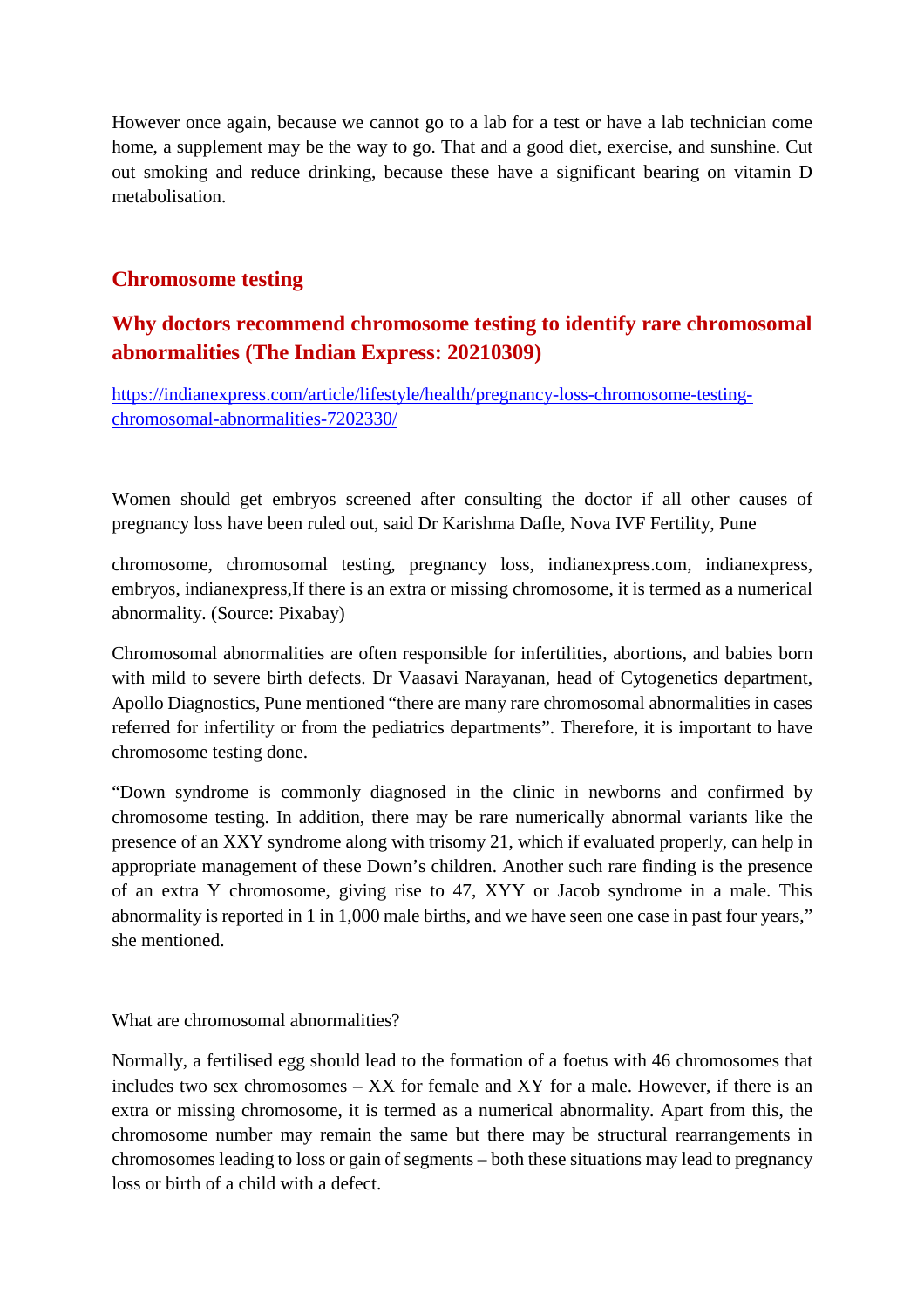However once again, because we cannot go to a lab for a test or have a lab technician come home, a supplement may be the way to go. That and a good diet, exercise, and sunshine. Cut out smoking and reduce drinking, because these have a significant bearing on vitamin D metabolisation.

## Chromosome testing

### Why doctors recommend chromosome testing to identify rare chromosomal abnormalities (The Indian Express: 20210309)

[https://indianexpress.com/article/lifestyle/health/pregnancy-loss-chromosome-testing-chromosomal-abnormalities-7202330/](https://indianexpress.com/article/lifestyle/health/pregnancy-loss-chromosome-testing-chromosomal-abnormalities-7202330/)

Women should get embryos screened after consulting the doctor if all other causes of pregnancy loss have been ruled out, said Dr Karishma Dafle, Nova IVF Fertility, Pune

chromosome, chromosomal testing, pregnancy loss, indianexpress.com, indianexpress, embryos, indianexpress,If there is an extra or missing chromosome, it is termed as a numerical abnormality. (Source: Pixabay)

Chromosomal abnormalities are often responsible for infertilities, abortions, and babies born with mild to severe birth defects. Dr Vaasavi Narayanan, head of Cytogenetics department, Apollo Diagnostics, Pune mentioned "there are many rare chromosomal abnormalities in cases referred for infertility or from the pediatrics departments". Therefore, it is important to have chromosome testing done.

"Down syndrome is commonly diagnosed in the clinic in newborns and confirmed by chromosome testing. In addition, there may be rare numerically abnormal variants like the presence of an XXY syndrome along with trisomy 21, which if evaluated properly, can help in appropriate management of these Down's children. Another such rare finding is the presence of an extra Y chromosome, giving rise to 47, XYY or Jacob syndrome in a male. This abnormality is reported in 1 in 1,000 male births, and we have seen one case in past four years," she mentioned.

What are chromosomal abnormalities?

Normally, a fertilised egg should lead to the formation of a foetus with 46 chromosomes that includes two sex chromosomes – XX for female and XY for a male. However, if there is an extra or missing chromosome, it is termed as a numerical abnormality. Apart from this, the chromosome number may remain the same but there may be structural rearrangements in chromosomes leading to loss or gain of segments – both these situations may lead to pregnancy loss or birth of a child with a defect.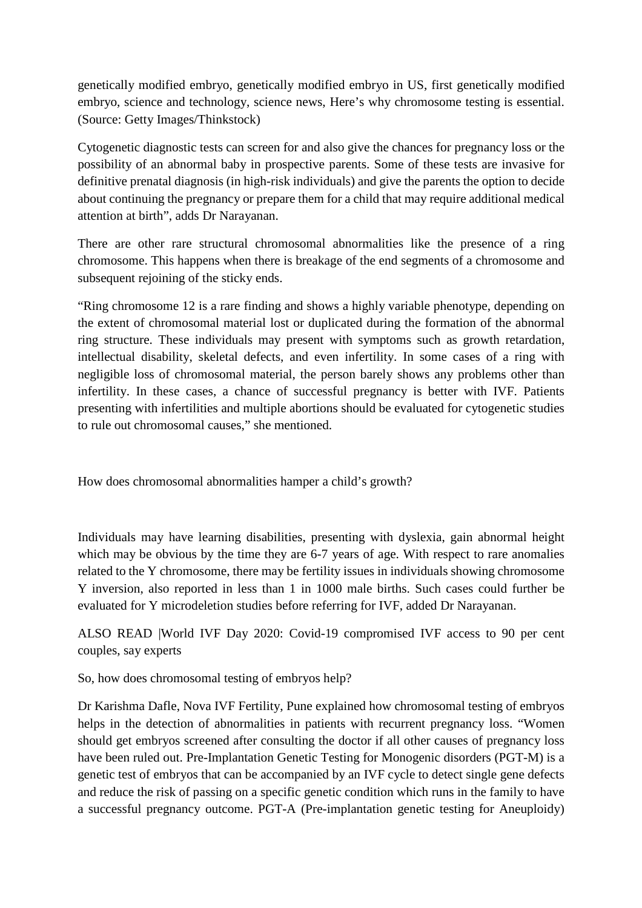genetically modified embryo, genetically modified embryo in US, first genetically modified embryo, science and technology, science news, Here's why chromosome testing is essential. (Source: Getty Images/Thinkstock)

Cytogenetic diagnostic tests can screen for and also give the chances for pregnancy loss or the possibility of an abnormal baby in prospective parents. Some of these tests are invasive for definitive prenatal diagnosis (in high-risk individuals) and give the parents the option to decide about continuing the pregnancy or prepare them for a child that may require additional medical attention at birth", adds Dr Narayanan.

There are other rare structural chromosomal abnormalities like the presence of a ring chromosome. This happens when there is breakage of the end segments of a chromosome and subsequent rejoining of the sticky ends.

"Ring chromosome 12 is a rare finding and shows a highly variable phenotype, depending on the extent of chromosomal material lost or duplicated during the formation of the abnormal ring structure. These individuals may present with symptoms such as growth retardation, intellectual disability, skeletal defects, and even infertility. In some cases of a ring with negligible loss of chromosomal material, the person barely shows any problems other than infertility. In these cases, a chance of successful pregnancy is better with IVF. Patients presenting with infertilities and multiple abortions should be evaluated for cytogenetic studies to rule out chromosomal causes," she mentioned.

How does chromosomal abnormalities hamper a child's growth?

Individuals may have learning disabilities, presenting with dyslexia, gain abnormal height which may be obvious by the time they are 6-7 years of age. With respect to rare anomalies related to the Y chromosome, there may be fertility issues in individuals showing chromosome Y inversion, also reported in less than 1 in 1000 male births. Such cases could further be evaluated for Y microdeletion studies before referring for IVF, added Dr Narayanan.

ALSO READ |World IVF Day 2020: Covid-19 compromised IVF access to 90 per cent couples, say experts

So, how does chromosomal testing of embryos help?

Dr Karishma Dafle, Nova IVF Fertility, Pune explained how chromosomal testing of embryos helps in the detection of abnormalities in patients with recurrent pregnancy loss. "Women should get embryos screened after consulting the doctor if all other causes of pregnancy loss have been ruled out. Pre-Implantation Genetic Testing for Monogenic disorders (PGT-M) is a genetic test of embryos that can be accompanied by an IVF cycle to detect single gene defects and reduce the risk of passing on a specific genetic condition which runs in the family to have a successful pregnancy outcome. PGT-A (Pre-implantation genetic testing for Aneuploidy)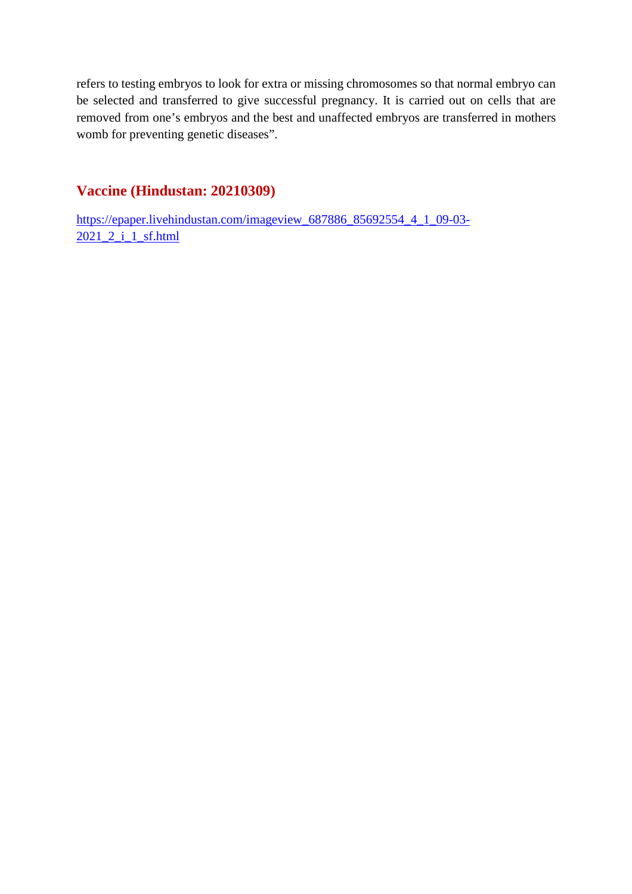refers to testing embryos to look for extra or missing chromosomes so that normal embryo can be selected and transferred to give successful pregnancy. It is carried out on cells that are removed from one's embryos and the best and unaffected embryos are transferred in mothers womb for preventing genetic diseases".

## Vaccine (Hindustan: 20210309)

https://epaper.livehindustan.com/imageview_687886_85692554_4_1_09-03-2021_2_i_1_sf.html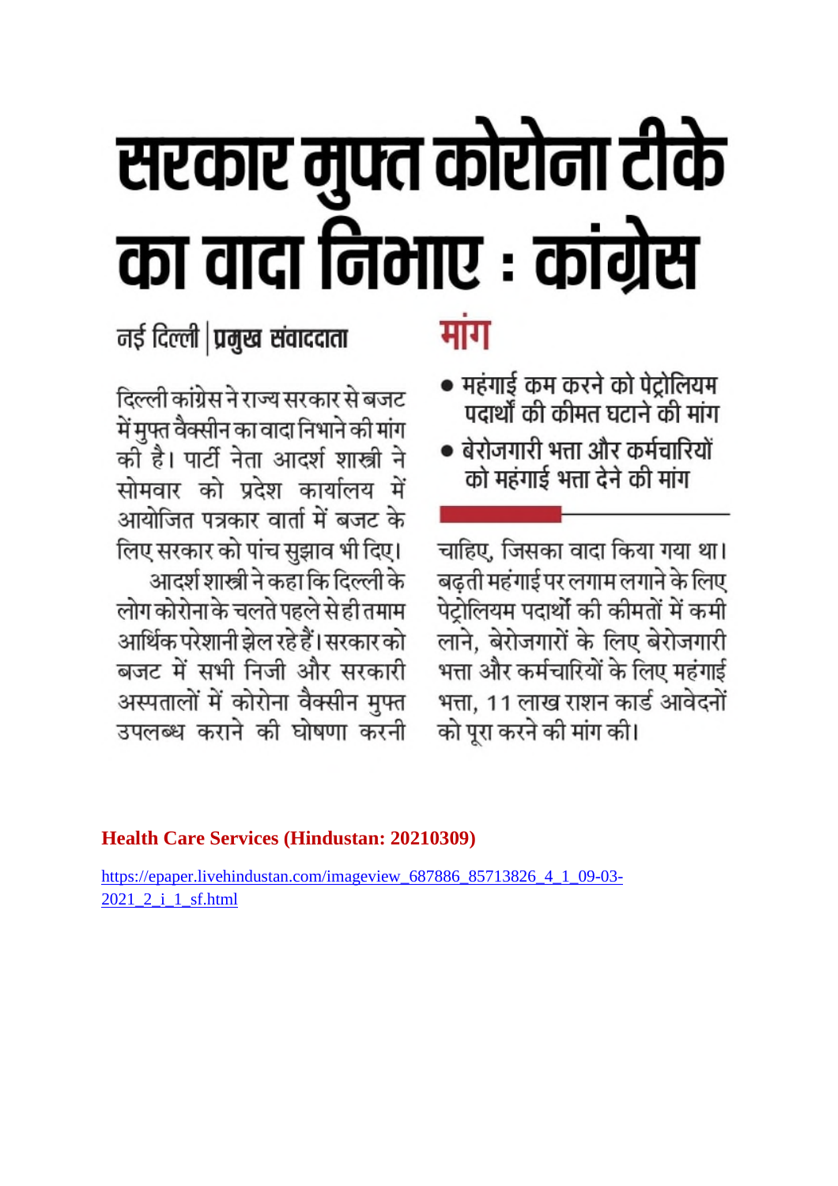# सरकार मुफ्त कोरोना टीके का वादा निभाए : कांग्रेस

नई दिल्ली | प्रमुख संवाददाता

दिल्ली कांग्रेस ने राज्य सरकार से बजट में मुफ्त वैक्सीन का वादा निभाने की मांग की है। पार्टी नेता आदर्श शास्त्री ने सोमवार को प्रदेश कार्यालय में आयोजित पत्रकार वार्ता में बजट के लिए सरकार को पांच सुझाव भी दिए।

आदर्श शास्त्री ने कहा कि दिल्ली के लोग कोरोना के चलते पहले से ही तमाम आर्थिक परेशानी झेल रहे हैं। सरकार को बजट में सभी निजी और सरकारी अस्पतालों में कोरोना वैक्सीन मुफ्त उपलब्ध कराने की घोषणा करनी चाहिए, जिसका वादा किया गया था। बढ़ती महंगाई पर लगाम लगाने के लिए पेट्रोलियम पदार्थों की कीमतों में कमी लाने, बेरोजगारों के लिए बेरोजगारी भत्ता और कर्मचारियों के लिए महंगाई भत्ता, 11 लाख राशन कार्ड आवेदनों को पूरा करने की मांग की।

**मांग**

- महंगाई कम करने को पेट्रोलियम पदार्थों की कीमत घटाने की मांग
- बेरोजगारी भत्ता और कर्मचारियों को महंगाई भत्ता देने की मांग

**Health Care Services (Hindustan: 20210309)**

https://epaper.livehindustan.com/imageview_687886_85713826_4_1_09-03-2021_2_i_1_sf.html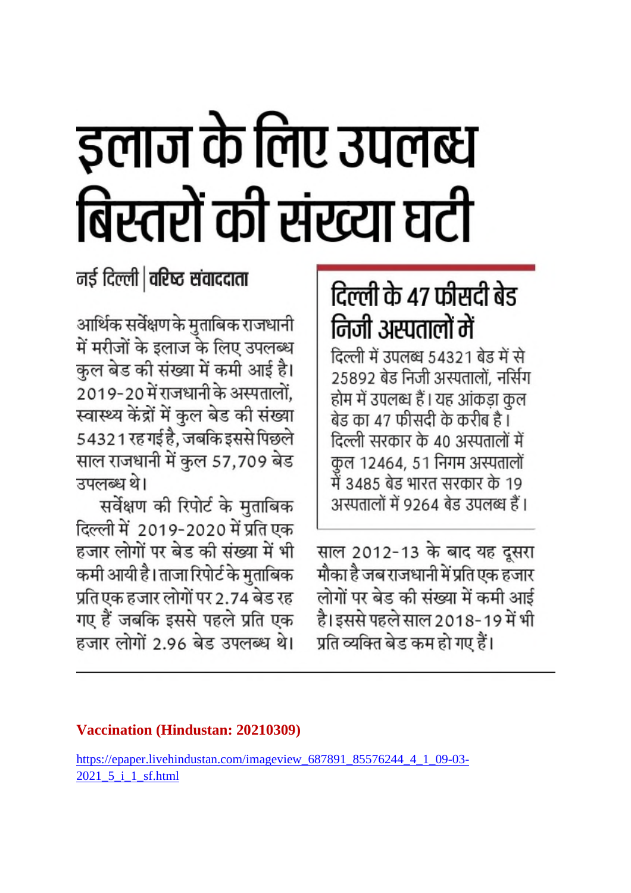# इलाज के लिए उपलब्ध बिस्तरों की संख्या घटी

**नई दिल्ली | वरिष्ठ संवाददाता**

आर्थिक सर्वेक्षण के मुताबिक राजधानी में मरीजों के इलाज के लिए उपलब्ध कुल बेड की संख्या में कमी आई है। 2019-20 में राजधानी के अस्पतालों, स्वास्थ्य केंद्रों में कुल बेड की संख्या 54321 रह गई है, जबकि इससे पिछले साल राजधानी में कुल 57,709 बेड उपलब्ध थे।

सर्वेक्षण की रिपोर्ट के मुताबिक दिल्ली में 2019-2020 में प्रति एक हजार लोगों पर बेड की संख्या में भी कमी आयी है। ताजा रिपोर्ट के मुताबिक प्रति एक हजार लोगों पर 2.74 बेड रह गए हैं जबकि इससे पहले प्रति एक हजार लोगों 2.96 बेड उपलब्ध थे।

## दिल्ली के 47 फीसदी बेड निजी अस्पतालों में

दिल्ली में उपलब्ध 54321 बेड में से 25892 बेड निजी अस्पतालों, नर्सिंग होम में उपलब्ध हैं। यह आंकड़ा कुल बेड का 47 फीसदी के करीब है। दिल्ली सरकार के 40 अस्पतालों में कुल 12464, 51 निगम अस्पतालों में 3485 बेड भारत सरकार के 19 अस्पतालों में 9264 बेड उपलब्ध हैं।

साल 2012-13 के बाद यह दूसरा मौका है जब राजधानी में प्रति एक हजार लोगों पर बेड की संख्या में कमी आई है। इससे पहले साल 2018-19 में भी प्रति व्यक्ति बेड कम हो गए हैं।

---

**Vaccination (Hindustan: 20210309)**

https://epaper.livehindustan.com/imageview_687891_85576244_4_1_09-03-2021_5_i_1_sf.html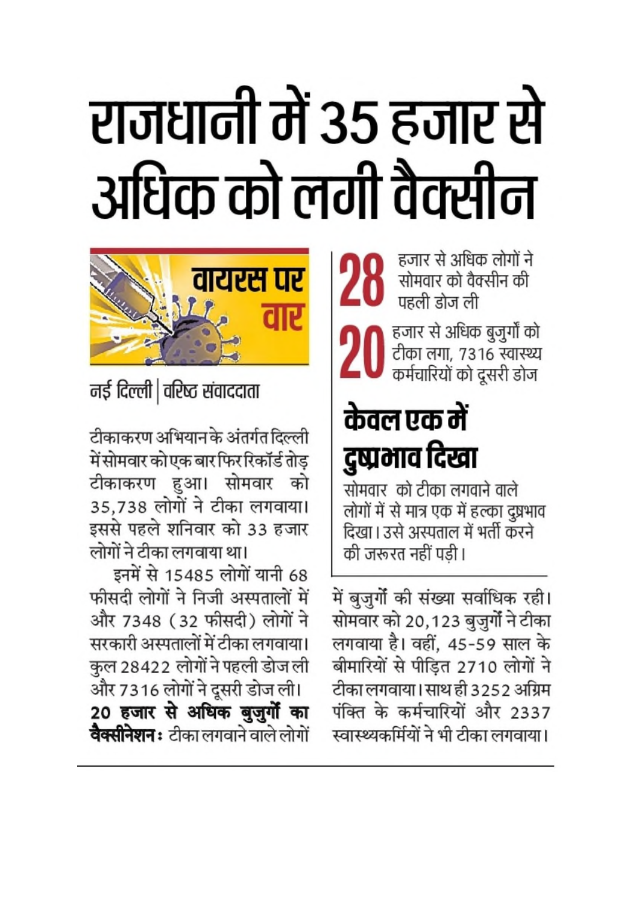# राजधानी में 35 हजार से अधिक को लगी वैक्सीन

वायरस पर वार

नई दिल्ली | वरिष्ठ संवाददाता

टीकाकरण अभियान के अंतर्गत दिल्ली में सोमवार को एक बार फिर रिकॉर्ड तोड़ टीकाकरण हुआ। सोमवार को 35,738 लोगों ने टीका लगवाया। इससे पहले शनिवार को 33 हजार लोगों ने टीका लगवाया था।

इनमें से 15485 लोगों यानी 68 फीसदी लोगों ने निजी अस्पतालों में और 7348 (32 फीसदी) लोगों ने सरकारी अस्पतालों में टीका लगवाया। कुल 28422 लोगों ने पहली डोज ली और 7316 लोगों ने दूसरी डोज ली।

**20 हजार से अधिक बुजुर्गों का वैक्सीनेशन :** टीका लगवाने वाले लोगों में बुजुर्गों की संख्या सर्वाधिक रही। सोमवार को 20,123 बुजुर्गों ने टीका लगवाया है। वहीं, 45-59 साल के बीमारियों से पीड़ित 2710 लोगों ने टीका लगवाया। साथ ही 3252 अग्रिम पंक्ति के कर्मचारियों और 2337 स्वास्थ्यकर्मियों ने भी टीका लगवाया।

**28** हजार से अधिक लोगों ने सोमवार को वैक्सीन की पहली डोज ली

**20** हजार से अधिक बुजुर्गों को टीका लगा, 7316 स्वास्थ्य कर्मचारियों को दूसरी डोज

## केवल एक में दुष्प्रभाव दिखा

सोमवार को टीका लगवाने वाले लोगों में से मात्र एक में हल्का दुष्प्रभाव दिखा। उसे अस्पताल में भर्ती करने की जरूरत नहीं पड़ी।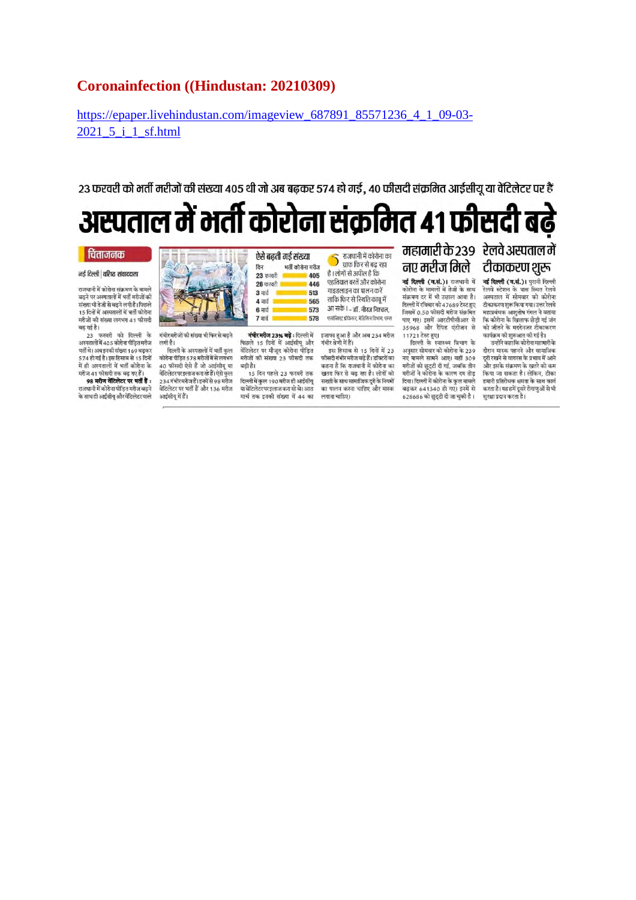# Coronainfection ((Hindustan: 20210309)

https://epaper.livehindustan.com/imageview_687891_85571236_4_1_09-03-2021_5_i_1_sf.html

23 फरवरी को भर्ती मरीजों की संख्या 405 थी जो अब बढ़कर 574 हो गई, 40 फीसदी संक्रमित आईसीयू या वेंटिलेटर पर हैं

# अस्पताल में भर्ती कोरोना संक्रमित 41 फीसदी बढ़े

**चिंताजनक**

नई दिल्ली | वरिष्ठ संवाददाता

राजधानी में कोरोना संक्रमण के मामले बढ़ने पर अस्पतालों में भर्ती मरीजों की संख्या भी तेजी से बढ़ने लगी है। पिछले 15 दिनों में अस्पतालों में भर्ती कोरोना मरीजों की संख्या लगभग 41 फीसदी बढ़ गई है।

23 फरवरी को दिल्ली के अस्पतालों में 405 कोरोना पीड़ित मरीज भर्ती थे। अब इनकी संख्या 169 बढ़कर 574 हो गई है। इस हिसाब से 15 दिनों में ही अस्पतालों में भर्ती कोरोना के मरीज 41 फीसदी तक बढ़ गए हैं।

**98 मरीज वेंटिलेटर पर भर्ती हैं :** राजधानी में कोरोना पीड़ित मरीज बढ़ने के साथ ही आईसीयू और वेंटिलेटर वाले गंभीर मरीजों की संख्या भी फिर से बढ़ने लगी है।

दिल्ली के अस्पतालों में भर्ती कुल कोरोना पीड़ित 578 मरीजों में से लगभग 40 फीसदी ऐसे हैं जो आईसीयू या वेंटिलेटर पर इलाज करा रहे हैं। ऐसे कुल 234 गंभीर मरीज हैं। इनमें से 98 मरीज वेंटिलेटर पर भर्ती हैं और 136 मरीज आईसीयू में हैं।

**ऐसे बढ़ती गई संख्या**

दिन — भर्ती कोरोना मरीज

23 फरवरी 405

28 फरवरी 446

3 मार्च 513

4 मार्च 565

6 मार्च 573

7 मार्च 578

राजधानी में कोरोना का ग्राफ फिर से बढ़ रहा है। लोगों से अपील है कि एहतियात बरतें और कोरोना गाइडलाइन का पालन करें ताकि फिर से स्थिति काबू में आ सके। - डॉ. नीरज निश्चल, एसोसिएट प्रोफेसर, मेडिसिन विभाग, एम्स

**गंभीर मरीज 23% बढ़े :** दिल्ली में पिछले 15 दिनों में आईसीयू और वेंटिलेटर पर मौजूद कोरोना पीड़ित मरीजों की संख्या 23 फीसदी तक बढ़ी है।

15 दिन पहले 23 फरवरी तक दिल्ली में कुल 190 मरीज ही आईसीयू या वेंटिलेटर पर इलाज करा रहे थे। आठ मार्च तक इनकी संख्या में 44 का इजाफा हुआ है और अब 234 मरीज गंभीर श्रेणी में हैं।

इस हिसाब से 15 दिनों में 23 फीसदी गंभीर मरीज बढ़े हैं। डॉक्टरों का कहना है कि राजधानी में कोरोना का खतरा फिर से बढ़ रहा है। लोगों को सख्ती के साथ सामाजिक दूरी के नियमों का पालन करना चाहिए और मास्क लगाना चाहिए।

## महामारी के 239 नए मरीज मिले

**नई दिल्ली (व.सं.)।** राजधानी में कोरोना के मामलों में तेजी के साथ संक्रमण दर में भी उछाल आया है। दिल्ली में रविवार को 47689 टेस्ट हुए, जिसमें 0.50 फीसदी मरीज संक्रमित पाए गए। इसमें आरटीपीसीआर से 35968 और रैपिड एंटीजन से 11721 टेस्ट हुए।

दिल्ली के स्वास्थ्य विभाग के अनुसार सोमवार को कोरोना के 239 नए मामले सामने आए। वहीं 309 मरीजों को छुट्टी दी गई, जबकि तीन मरीजों ने कोरोना के कारण दम तोड़ दिया। दिल्ली में कोरोना के कुल मामले बढ़कर 641340 हो गए। इनमें से 628686 को छुट्टी दी जा चुकी है।

## रेलवे अस्पताल में टीकाकरण शुरू

**नई दिल्ली (व.सं.)।** पुरानी दिल्ली रेलवे स्टेशन के पास स्थित रेलवे अस्पताल में सोमवार को कोरोना टीकाकरण शुरू किया गया। उत्तर रेलवे महाप्रबंधक आशुतोष गंगल ने बताया कि कोरोना के खिलाफ छेड़ी गई जंग को जीतने के मद्देनजर टीकाकरण कार्यक्रम की शुरुआत की गई है।

उन्होंने कहा कि कोरोना महामारी के दौरान मास्क पहनने और सामाजिक दूरी रखने से वायरस के प्रभाव में आने और इसके संक्रमण के खतरे को कम किया जा सकता है। लेकिन, टीका हमारी प्रतिरोधक क्षमता के साथ कार्य करता है। यह हमें दूसरे रोगाणुओं से भी सुरक्षा प्रदान करता है।